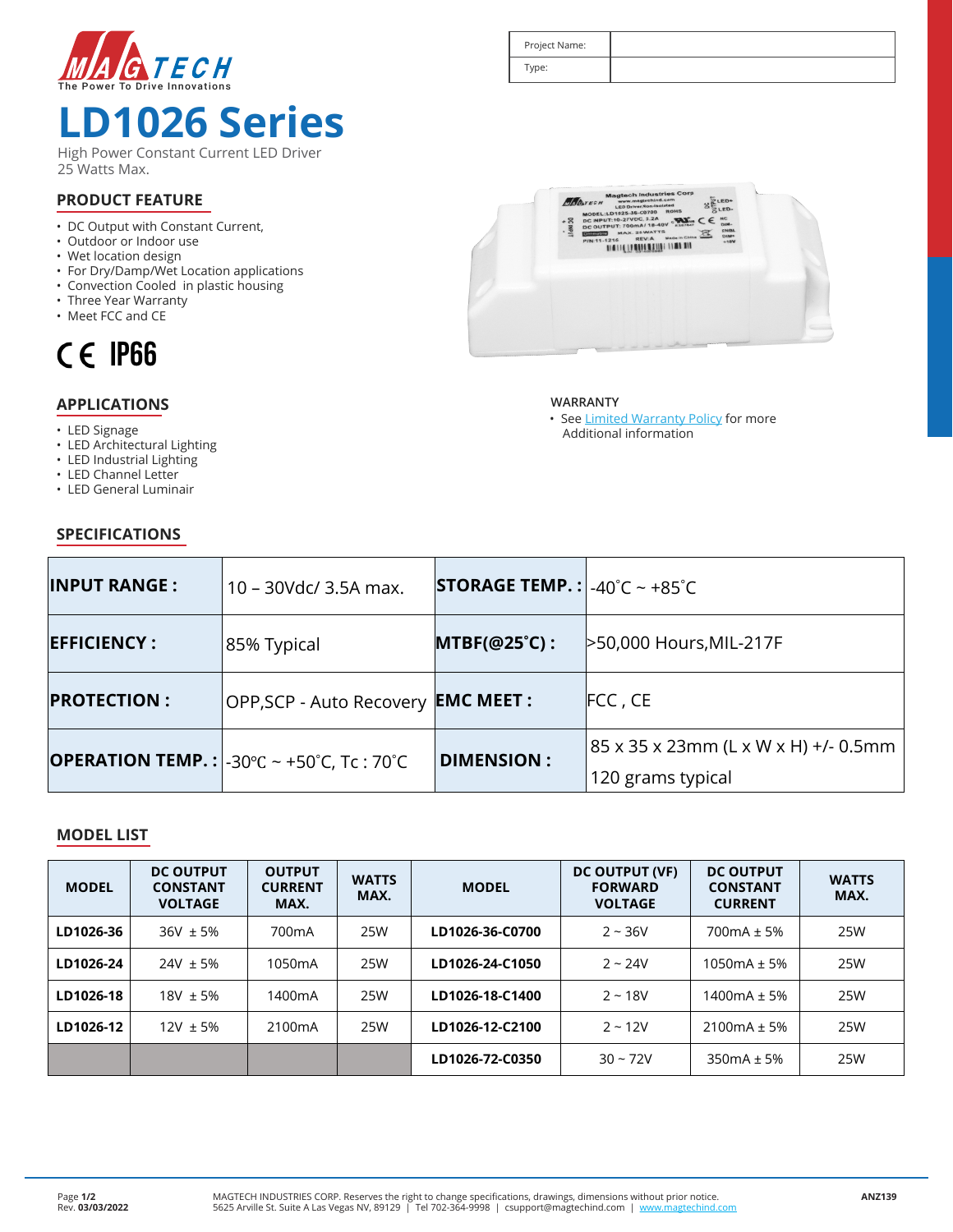| Project Name: | |
|---|---|
| Type: | |

# LD1026 Series

High Power Constant Current LED Driver
25 Watts Max.

## PRODUCT FEATURE

- DC Output with Constant Current,
- Outdoor or Indoor use
- Wet location design
- For Dry/Damp/Wet Location applications
- Convection Cooled in plastic housing
- Three Year Warranty
- Meet FCC and CE

CE IP66

## APPLICATIONS

- LED Signage
- LED Architectural Lighting
- LED Industrial Lighting
- LED Channel Letter
- LED General Luminair

## WARRANTY

- See Limited Warranty Policy for more Additional information

## SPECIFICATIONS

| | | | |
|---|---|---|---|
| **INPUT RANGE :** | 10 – 30Vdc/ 3.5A max. | **STORAGE TEMP. :** | -40˚C ~ +85˚C |
| **EFFICIENCY :** | 85% Typical | **MTBF(@25˚C) :** | >50,000 Hours,MIL-217F |
| **PROTECTION :** | OPP,SCP - Auto Recovery | **EMC MEET :** | FCC , CE |
| **OPERATION TEMP. :** | -30℃ ~ +50˚C, Tc : 70˚C | **DIMENSION :** | 85 x 35 x 23mm (L x W x H) +/- 0.5mm<br>120 grams typical |

## MODEL LIST

| MODEL | DC OUTPUT CONSTANT VOLTAGE | OUTPUT CURRENT MAX. | WATTS MAX. | MODEL | DC OUTPUT (VF) FORWARD VOLTAGE | DC OUTPUT CONSTANT CURRENT | WATTS MAX. |
|---|---|---|---|---|---|---|---|
| **LD1026-36** | 36V ± 5% | 700mA | 25W | **LD1026-36-C0700** | 2 ~ 36V | 700mA ± 5% | 25W |
| **LD1026-24** | 24V ± 5% | 1050mA | 25W | **LD1026-24-C1050** | 2 ~ 24V | 1050mA ± 5% | 25W |
| **LD1026-18** | 18V ± 5% | 1400mA | 25W | **LD1026-18-C1400** | 2 ~ 18V | 1400mA ± 5% | 25W |
| **LD1026-12** | 12V ± 5% | 2100mA | 25W | **LD1026-12-C2100** | 2 ~ 12V | 2100mA ± 5% | 25W |
| | | | | **LD1026-72-C0350** | 30 ~ 72V | 350mA ± 5% | 25W |

Rev. **03/03/2022**

MAGTECH INDUSTRIES CORP. Reserves the right to change specifications, drawings, dimensions without prior notice.
5625 Arville St. Suite A Las Vegas NV, 89129 | Tel 702-364-9998 | csupport@magtechind.com | www.magtechind.com

**ANZ139**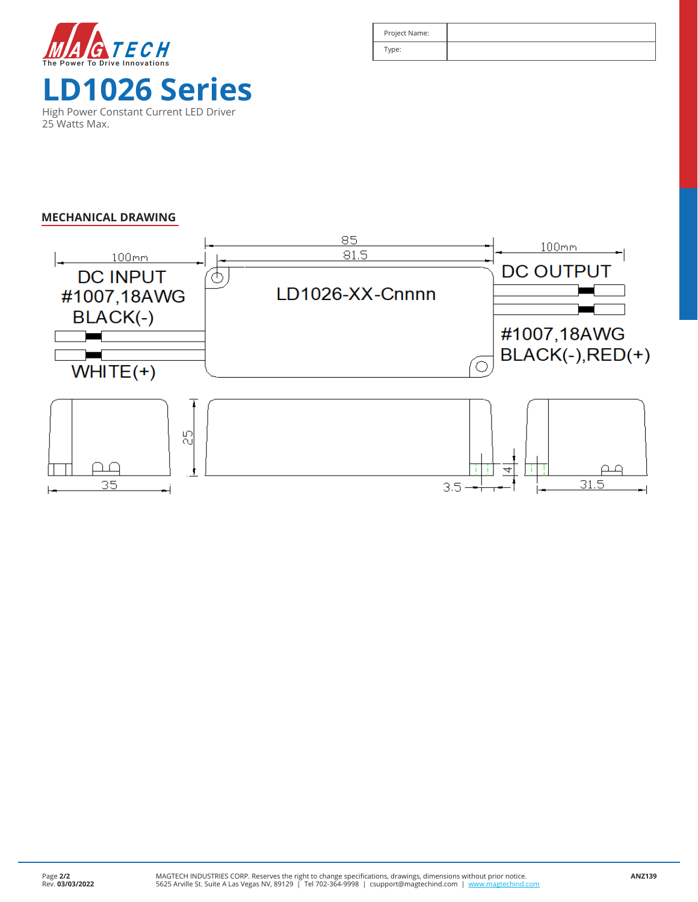| Project Name: | |
| --- | --- |
| Type: | |

# LD1026 Series

High Power Constant Current LED Driver
25 Watts Max.

## MECHANICAL DRAWING

85
81.5
100mm
100mm
DC INPUT
#1007,18AWG
BLACK(-)
WHITE(+)
LD1026-XX-Cnnnn
DC OUTPUT
#1007,18AWG
BLACK(-),RED(+)
25
35
3.5
4
31.5

Page 2/2
Rev. 03/03/2022

MAGTECH INDUSTRIES CORP. Reserves the right to change specifications, drawings, dimensions without prior notice.
5625 Arville St. Suite A Las Vegas NV, 89129 | Tel 702-364-9998 | csupport@magtechind.com | www.magtechind.com

ANZ139